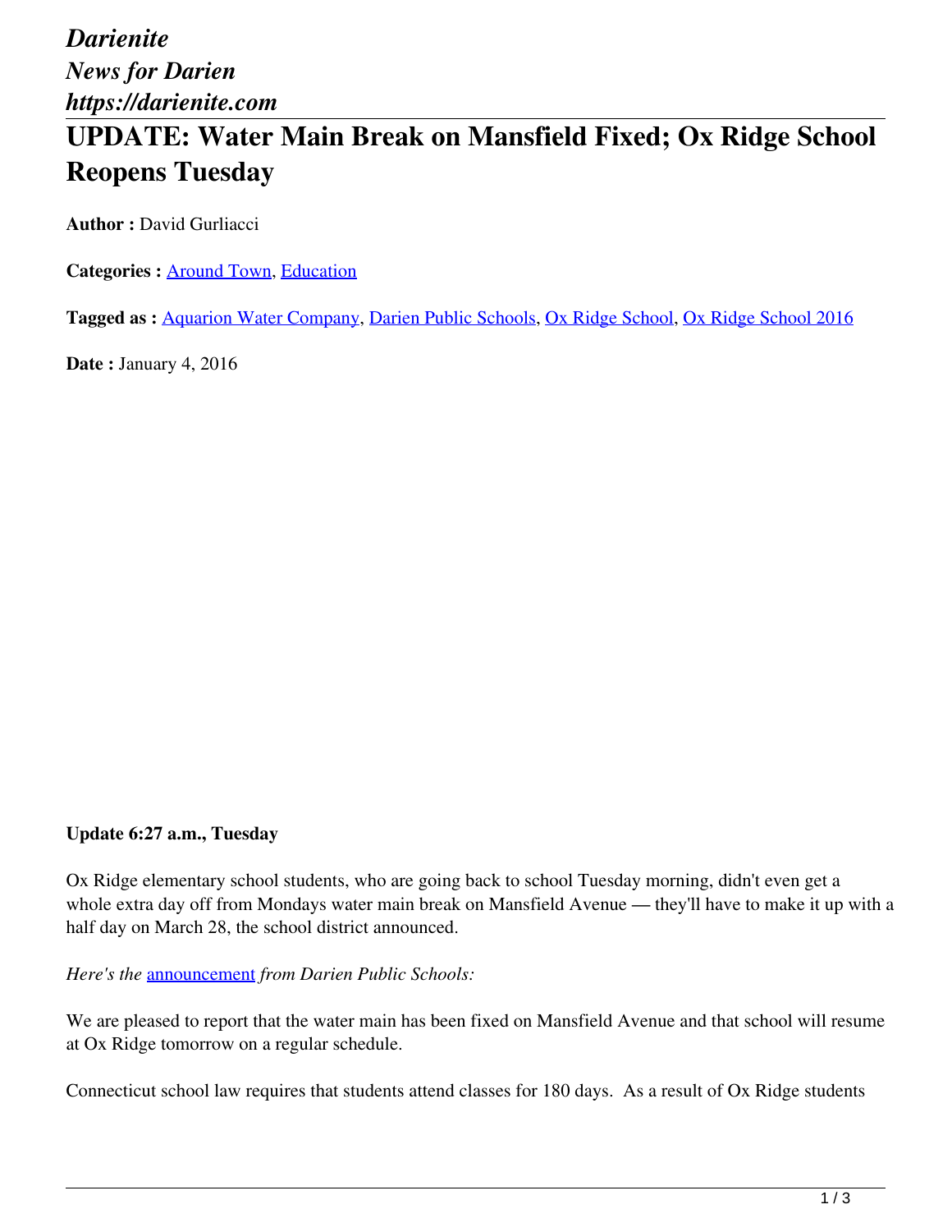*Darienite*
*News for Darien*
*https://darienite.com*

# UPDATE: Water Main Break on Mansfield Fixed; Ox Ridge School Reopens Tuesday

**Author :** David Gurliacci

**Categories :** Around Town, Education

**Tagged as :** Aquarion Water Company, Darien Public Schools, Ox Ridge School, Ox Ridge School 2016

**Date :** January 4, 2016

**Update 6:27 a.m., Tuesday**

Ox Ridge elementary school students, who are going back to school Tuesday morning, didn't even get a whole extra day off from Mondays water main break on Mansfield Avenue — they'll have to make it up with a half day on March 28, the school district announced.

*Here's the* announcement *from Darien Public Schools:*

We are pleased to report that the water main has been fixed on Mansfield Avenue and that school will resume at Ox Ridge tomorrow on a regular schedule.

Connecticut school law requires that students attend classes for 180 days. As a result of Ox Ridge students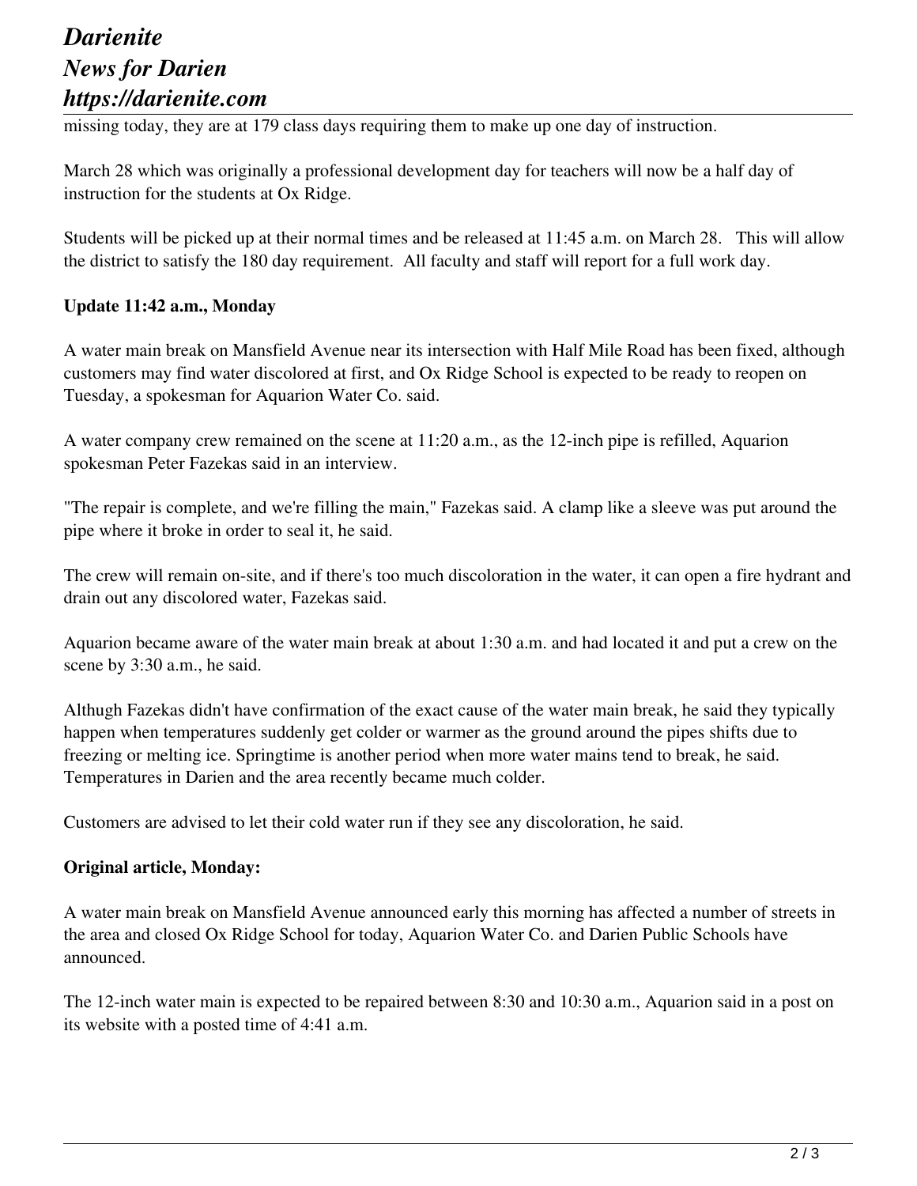missing today, they are at 179 class days requiring them to make up one day of instruction.

March 28 which was originally a professional development day for teachers will now be a half day of instruction for the students at Ox Ridge.

Students will be picked up at their normal times and be released at 11:45 a.m. on March 28. This will allow the district to satisfy the 180 day requirement. All faculty and staff will report for a full work day.

**Update 11:42 a.m., Monday**

A water main break on Mansfield Avenue near its intersection with Half Mile Road has been fixed, although customers may find water discolored at first, and Ox Ridge School is expected to be ready to reopen on Tuesday, a spokesman for Aquarion Water Co. said.

A water company crew remained on the scene at 11:20 a.m., as the 12-inch pipe is refilled, Aquarion spokesman Peter Fazekas said in an interview.

"The repair is complete, and we're filling the main," Fazekas said. A clamp like a sleeve was put around the pipe where it broke in order to seal it, he said.

The crew will remain on-site, and if there's too much discoloration in the water, it can open a fire hydrant and drain out any discolored water, Fazekas said.

Aquarion became aware of the water main break at about 1:30 a.m. and had located it and put a crew on the scene by 3:30 a.m., he said.

Althugh Fazekas didn't have confirmation of the exact cause of the water main break, he said they typically happen when temperatures suddenly get colder or warmer as the ground around the pipes shifts due to freezing or melting ice. Springtime is another period when more water mains tend to break, he said. Temperatures in Darien and the area recently became much colder.

Customers are advised to let their cold water run if they see any discoloration, he said.

**Original article, Monday:**

A water main break on Mansfield Avenue announced early this morning has affected a number of streets in the area and closed Ox Ridge School for today, Aquarion Water Co. and Darien Public Schools have announced.

The 12-inch water main is expected to be repaired between 8:30 and 10:30 a.m., Aquarion said in a post on its website with a posted time of 4:41 a.m.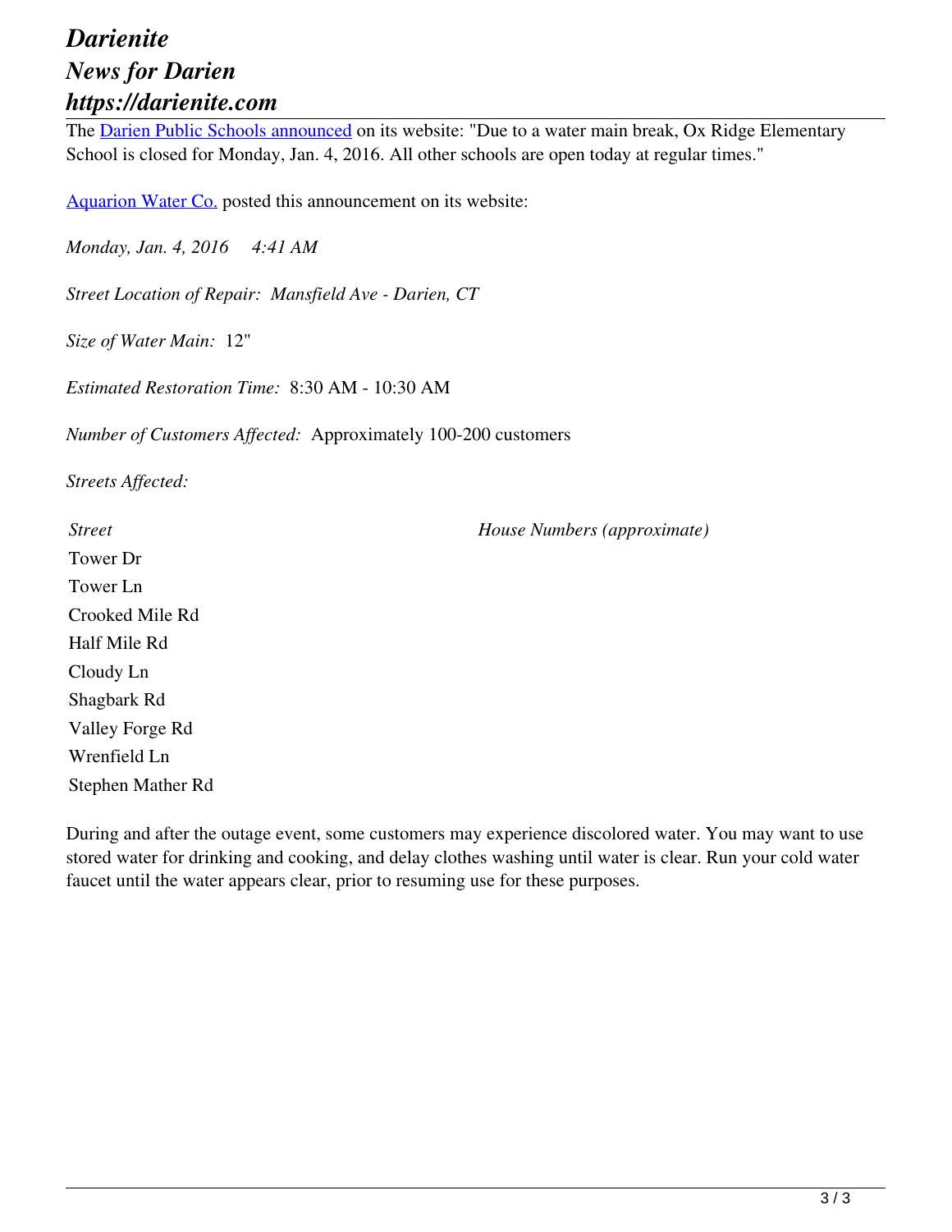The Darien Public Schools announced on its website: "Due to a water main break, Ox Ridge Elementary School is closed for Monday, Jan. 4, 2016. All other schools are open today at regular times."

Aquarion Water Co. posted this announcement on its website:

*Monday, Jan. 4, 2016     4:41 AM*

*Street Location of Repair:* *Mansfield Ave - Darien, CT*

*Size of Water Main:* 12"

*Estimated Restoration Time:* 8:30 AM - 10:30 AM

*Number of Customers Affected:* Approximately 100-200 customers

*Streets Affected:*

| *Street* | *House Numbers (approximate)* |
| --- | --- |
| Tower Dr | |
| Tower Ln | |
| Crooked Mile Rd | |
| Half Mile Rd | |
| Cloudy Ln | |
| Shagbark Rd | |
| Valley Forge Rd | |
| Wrenfield Ln | |
| Stephen Mather Rd | |

During and after the outage event, some customers may experience discolored water. You may want to use stored water for drinking and cooking, and delay clothes washing until water is clear. Run your cold water faucet until the water appears clear, prior to resuming use for these purposes.